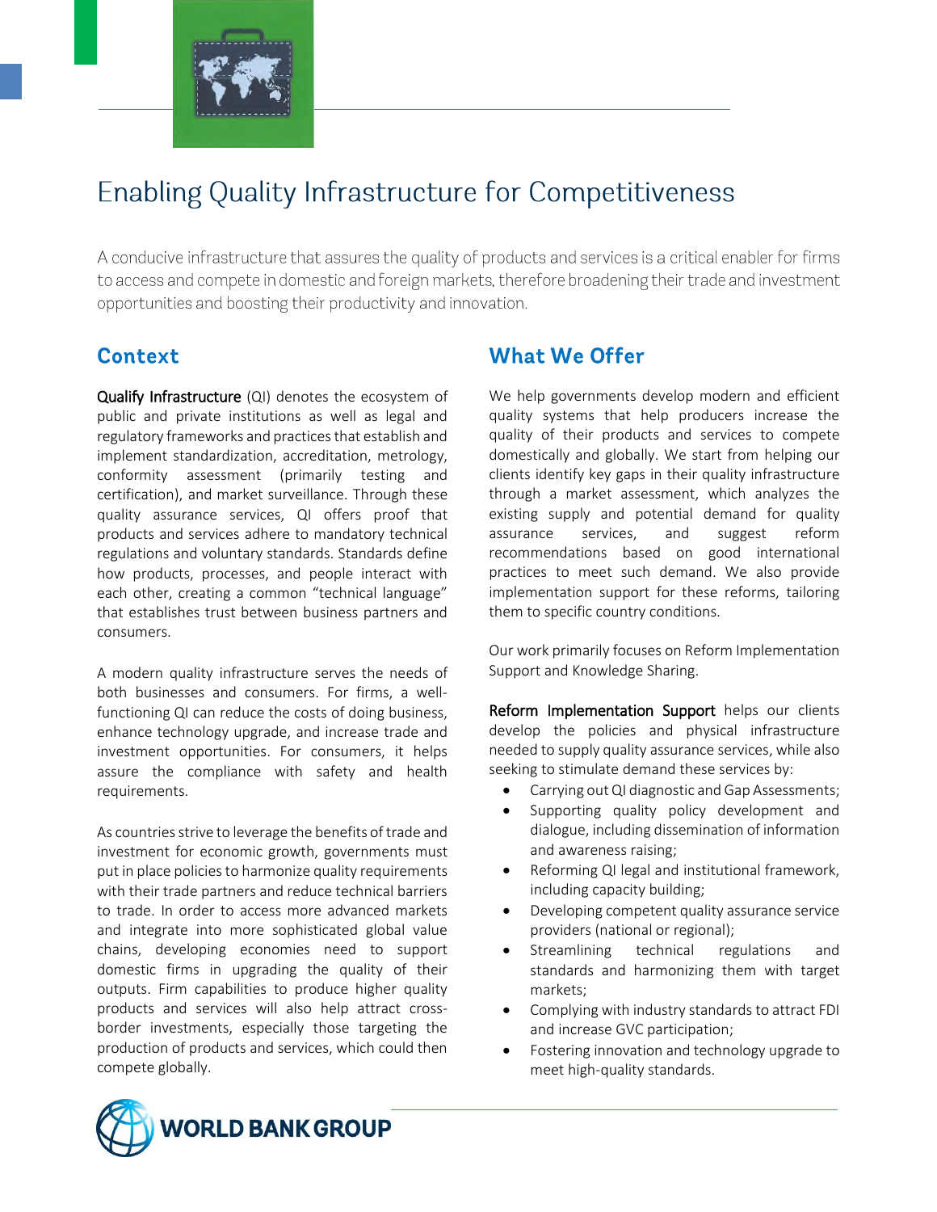# Enabling Quality Infrastructure for Competitiveness

A conducive infrastructure that assures the quality of products and services is a critical enabler for firms to access and compete in domestic and foreign markets, therefore broadening their trade and investment opportunities and boosting their productivity and innovation.

## Context

**Qualify Infrastructure** (QI) denotes the ecosystem of public and private institutions as well as legal and regulatory frameworks and practices that establish and implement standardization, accreditation, metrology, conformity assessment (primarily testing and certification), and market surveillance. Through these quality assurance services, QI offers proof that products and services adhere to mandatory technical regulations and voluntary standards. Standards define how products, processes, and people interact with each other, creating a common "technical language" that establishes trust between business partners and consumers.

A modern quality infrastructure serves the needs of both businesses and consumers. For firms, a well-functioning QI can reduce the costs of doing business, enhance technology upgrade, and increase trade and investment opportunities. For consumers, it helps assure the compliance with safety and health requirements.

As countries strive to leverage the benefits of trade and investment for economic growth, governments must put in place policies to harmonize quality requirements with their trade partners and reduce technical barriers to trade. In order to access more advanced markets and integrate into more sophisticated global value chains, developing economies need to support domestic firms in upgrading the quality of their outputs. Firm capabilities to produce higher quality products and services will also help attract cross-border investments, especially those targeting the production of products and services, which could then compete globally.

## What We Offer

We help governments develop modern and efficient quality systems that help producers increase the quality of their products and services to compete domestically and globally. We start from helping our clients identify key gaps in their quality infrastructure through a market assessment, which analyzes the existing supply and potential demand for quality assurance services, and suggest reform recommendations based on good international practices to meet such demand. We also provide implementation support for these reforms, tailoring them to specific country conditions.

Our work primarily focuses on Reform Implementation Support and Knowledge Sharing.

**Reform Implementation Support** helps our clients develop the policies and physical infrastructure needed to supply quality assurance services, while also seeking to stimulate demand these services by:

- Carrying out QI diagnostic and Gap Assessments;
- Supporting quality policy development and dialogue, including dissemination of information and awareness raising;
- Reforming QI legal and institutional framework, including capacity building;
- Developing competent quality assurance service providers (national or regional);
- Streamlining technical regulations and standards and harmonizing them with target markets;
- Complying with industry standards to attract FDI and increase GVC participation;
- Fostering innovation and technology upgrade to meet high-quality standards.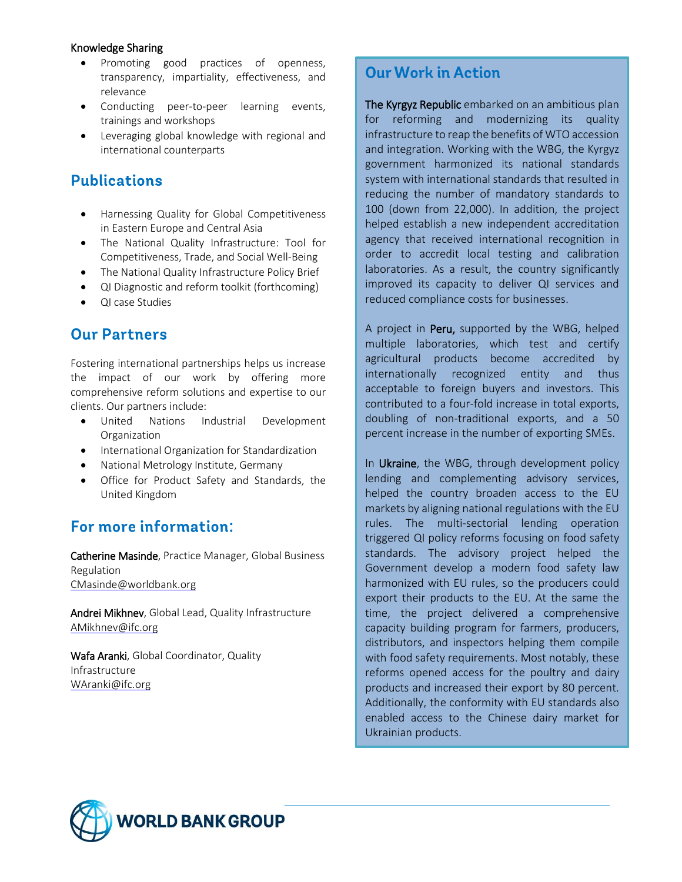Knowledge Sharing

- Promoting good practices of openness, transparency, impartiality, effectiveness, and relevance
- Conducting peer-to-peer learning events, trainings and workshops
- Leveraging global knowledge with regional and international counterparts

## Publications

- Harnessing Quality for Global Competitiveness in Eastern Europe and Central Asia
- The National Quality Infrastructure: Tool for Competitiveness, Trade, and Social Well-Being
- The National Quality Infrastructure Policy Brief
- QI Diagnostic and reform toolkit (forthcoming)
- QI case Studies

## Our Partners

Fostering international partnerships helps us increase the impact of our work by offering more comprehensive reform solutions and expertise to our clients. Our partners include:

- United Nations Industrial Development Organization
- International Organization for Standardization
- National Metrology Institute, Germany
- Office for Product Safety and Standards, the United Kingdom

## For more information:

Catherine Masinde, Practice Manager, Global Business Regulation
CMasinde@worldbank.org

Andrei Mikhnev, Global Lead, Quality Infrastructure
AMikhnev@ifc.org

Wafa Aranki, Global Coordinator, Quality Infrastructure
WAranki@ifc.org

## Our Work in Action

The Kyrgyz Republic embarked on an ambitious plan for reforming and modernizing its quality infrastructure to reap the benefits of WTO accession and integration. Working with the WBG, the Kyrgyz government harmonized its national standards system with international standards that resulted in reducing the number of mandatory standards to 100 (down from 22,000). In addition, the project helped establish a new independent accreditation agency that received international recognition in order to accredit local testing and calibration laboratories. As a result, the country significantly improved its capacity to deliver QI services and reduced compliance costs for businesses.

A project in Peru, supported by the WBG, helped multiple laboratories, which test and certify agricultural products become accredited by internationally recognized entity and thus acceptable to foreign buyers and investors. This contributed to a four-fold increase in total exports, doubling of non-traditional exports, and a 50 percent increase in the number of exporting SMEs.

In Ukraine, the WBG, through development policy lending and complementing advisory services, helped the country broaden access to the EU markets by aligning national regulations with the EU rules. The multi-sectorial lending operation triggered QI policy reforms focusing on food safety standards. The advisory project helped the Government develop a modern food safety law harmonized with EU rules, so the producers could export their products to the EU. At the same the time, the project delivered a comprehensive capacity building program for farmers, producers, distributors, and inspectors helping them compile with food safety requirements. Most notably, these reforms opened access for the poultry and dairy products and increased their export by 80 percent. Additionally, the conformity with EU standards also enabled access to the Chinese dairy market for Ukrainian products.

WORLD BANK GROUP